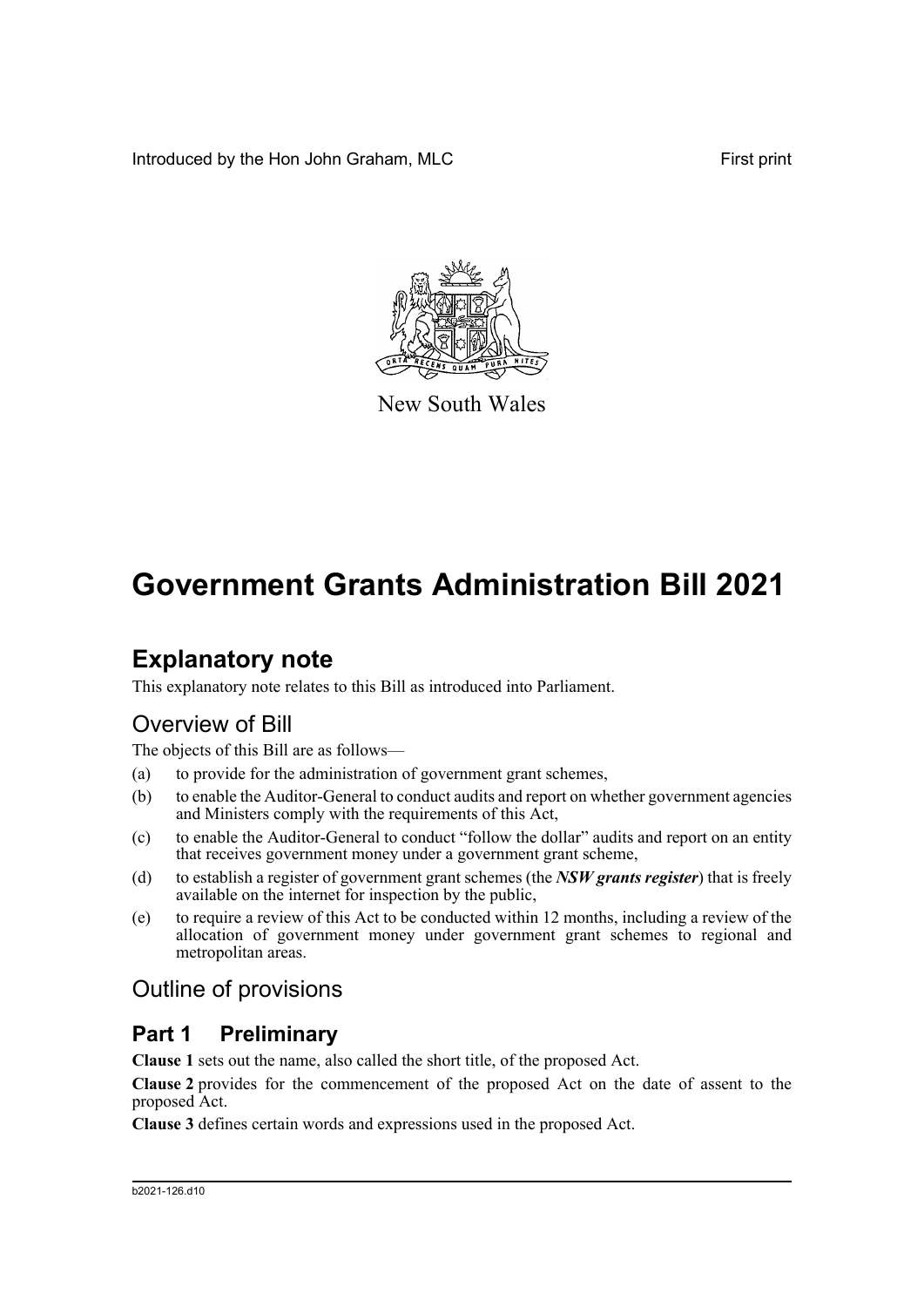Introduced by the Hon John Graham, MLC First print

New South Wales

# Government Grants Administration Bill 2021

## Explanatory note

This explanatory note relates to this Bill as introduced into Parliament.

## Overview of Bill

The objects of this Bill are as follows—

(a) to provide for the administration of government grant schemes,

(b) to enable the Auditor-General to conduct audits and report on whether government agencies and Ministers comply with the requirements of this Act,

(c) to enable the Auditor-General to conduct "follow the dollar" audits and report on an entity that receives government money under a government grant scheme,

(d) to establish a register of government grant schemes (the ***NSW grants register***) that is freely available on the internet for inspection by the public,

(e) to require a review of this Act to be conducted within 12 months, including a review of the allocation of government money under government grant schemes to regional and metropolitan areas.

## Outline of provisions

### Part 1 Preliminary

**Clause 1** sets out the name, also called the short title, of the proposed Act.

**Clause 2** provides for the commencement of the proposed Act on the date of assent to the proposed Act.

**Clause 3** defines certain words and expressions used in the proposed Act.

b2021-126.d10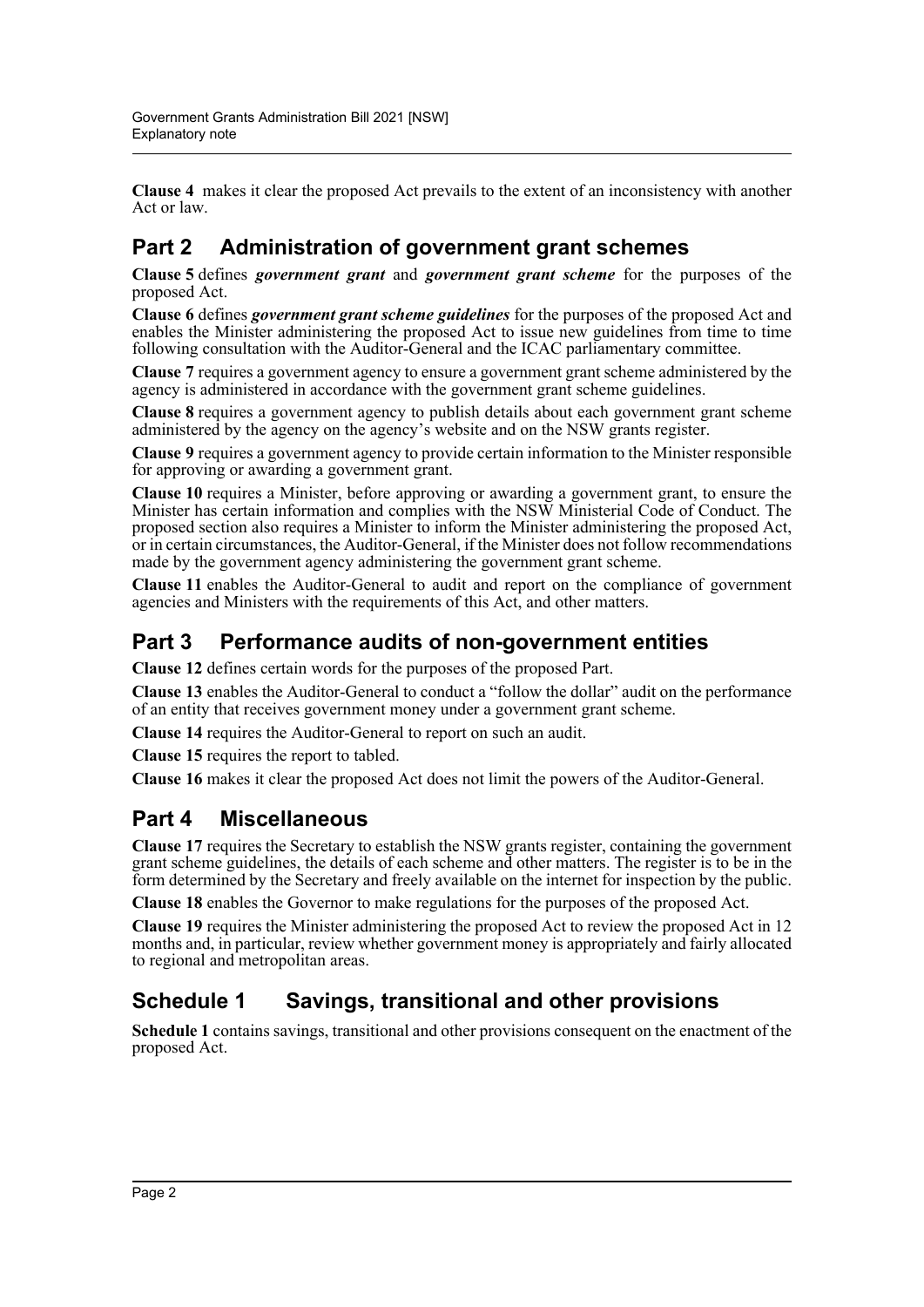**Clause 4** makes it clear the proposed Act prevails to the extent of an inconsistency with another Act or law.

## Part 2 Administration of government grant schemes

**Clause 5** defines ***government grant*** and ***government grant scheme*** for the purposes of the proposed Act.

**Clause 6** defines ***government grant scheme guidelines*** for the purposes of the proposed Act and enables the Minister administering the proposed Act to issue new guidelines from time to time following consultation with the Auditor-General and the ICAC parliamentary committee.

**Clause 7** requires a government agency to ensure a government grant scheme administered by the agency is administered in accordance with the government grant scheme guidelines.

**Clause 8** requires a government agency to publish details about each government grant scheme administered by the agency on the agency's website and on the NSW grants register.

**Clause 9** requires a government agency to provide certain information to the Minister responsible for approving or awarding a government grant.

**Clause 10** requires a Minister, before approving or awarding a government grant, to ensure the Minister has certain information and complies with the NSW Ministerial Code of Conduct. The proposed section also requires a Minister to inform the Minister administering the proposed Act, or in certain circumstances, the Auditor-General, if the Minister does not follow recommendations made by the government agency administering the government grant scheme.

**Clause 11** enables the Auditor-General to audit and report on the compliance of government agencies and Ministers with the requirements of this Act, and other matters.

## Part 3 Performance audits of non-government entities

**Clause 12** defines certain words for the purposes of the proposed Part.

**Clause 13** enables the Auditor-General to conduct a "follow the dollar" audit on the performance of an entity that receives government money under a government grant scheme.

**Clause 14** requires the Auditor-General to report on such an audit.

**Clause 15** requires the report to tabled.

**Clause 16** makes it clear the proposed Act does not limit the powers of the Auditor-General.

## Part 4 Miscellaneous

**Clause 17** requires the Secretary to establish the NSW grants register, containing the government grant scheme guidelines, the details of each scheme and other matters. The register is to be in the form determined by the Secretary and freely available on the internet for inspection by the public.

**Clause 18** enables the Governor to make regulations for the purposes of the proposed Act.

**Clause 19** requires the Minister administering the proposed Act to review the proposed Act in 12 months and, in particular, review whether government money is appropriately and fairly allocated to regional and metropolitan areas.

## Schedule 1 Savings, transitional and other provisions

**Schedule 1** contains savings, transitional and other provisions consequent on the enactment of the proposed Act.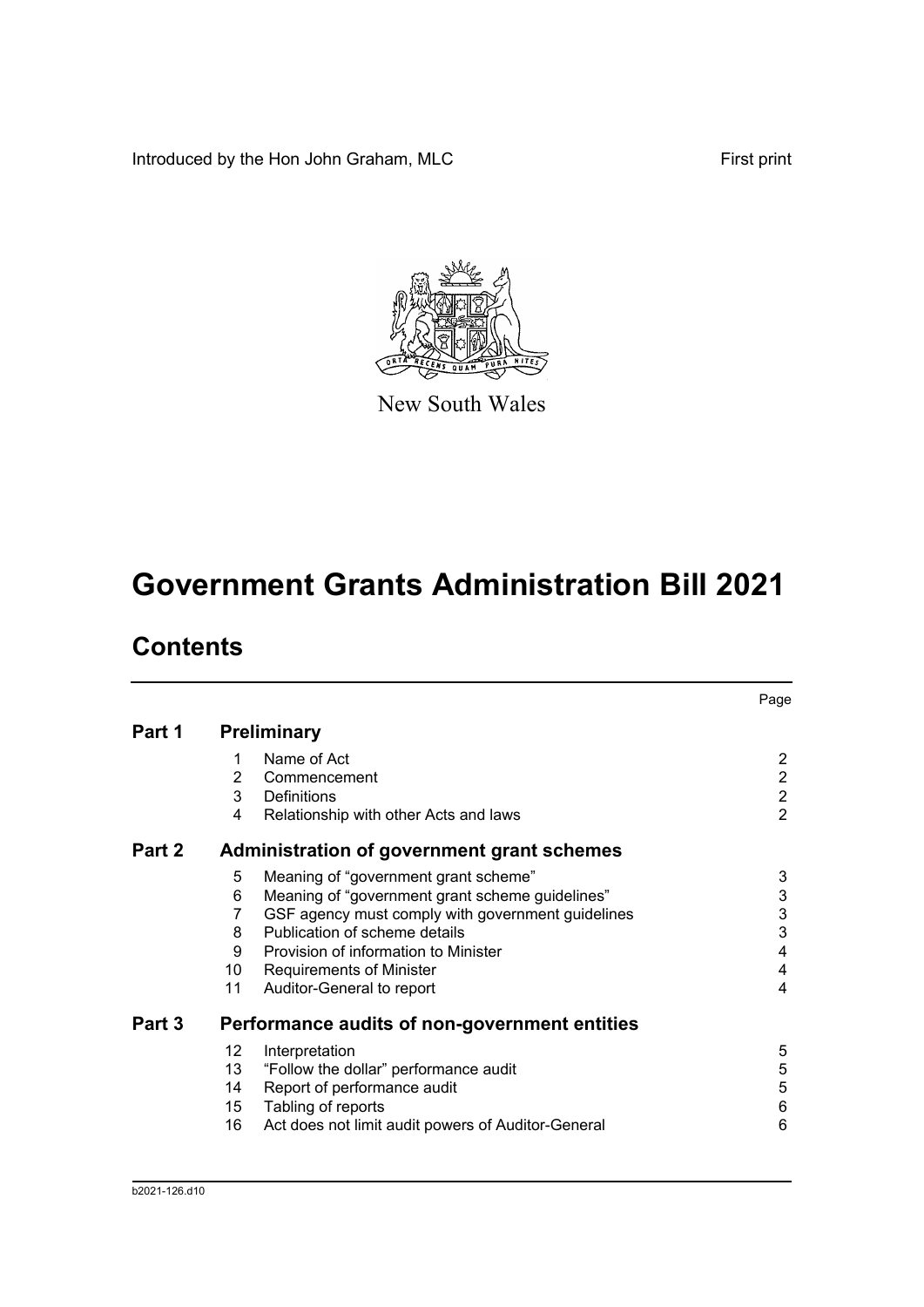Introduced by the Hon John Graham, MLC

First print

New South Wales

# Government Grants Administration Bill 2021

## Contents

| | | | Page |
|---|---|---|---|
| **Part 1** | **Preliminary** | | |
| | 1 | Name of Act | 2 |
| | 2 | Commencement | 2 |
| | 3 | Definitions | 2 |
| | 4 | Relationship with other Acts and laws | 2 |
| **Part 2** | **Administration of government grant schemes** | | |
| | 5 | Meaning of "government grant scheme" | 3 |
| | 6 | Meaning of "government grant scheme guidelines" | 3 |
| | 7 | GSF agency must comply with government guidelines | 3 |
| | 8 | Publication of scheme details | 3 |
| | 9 | Provision of information to Minister | 4 |
| | 10 | Requirements of Minister | 4 |
| | 11 | Auditor-General to report | 4 |
| **Part 3** | **Performance audits of non-government entities** | | |
| | 12 | Interpretation | 5 |
| | 13 | "Follow the dollar" performance audit | 5 |
| | 14 | Report of performance audit | 5 |
| | 15 | Tabling of reports | 6 |
| | 16 | Act does not limit audit powers of Auditor-General | 6 |

b2021-126.d10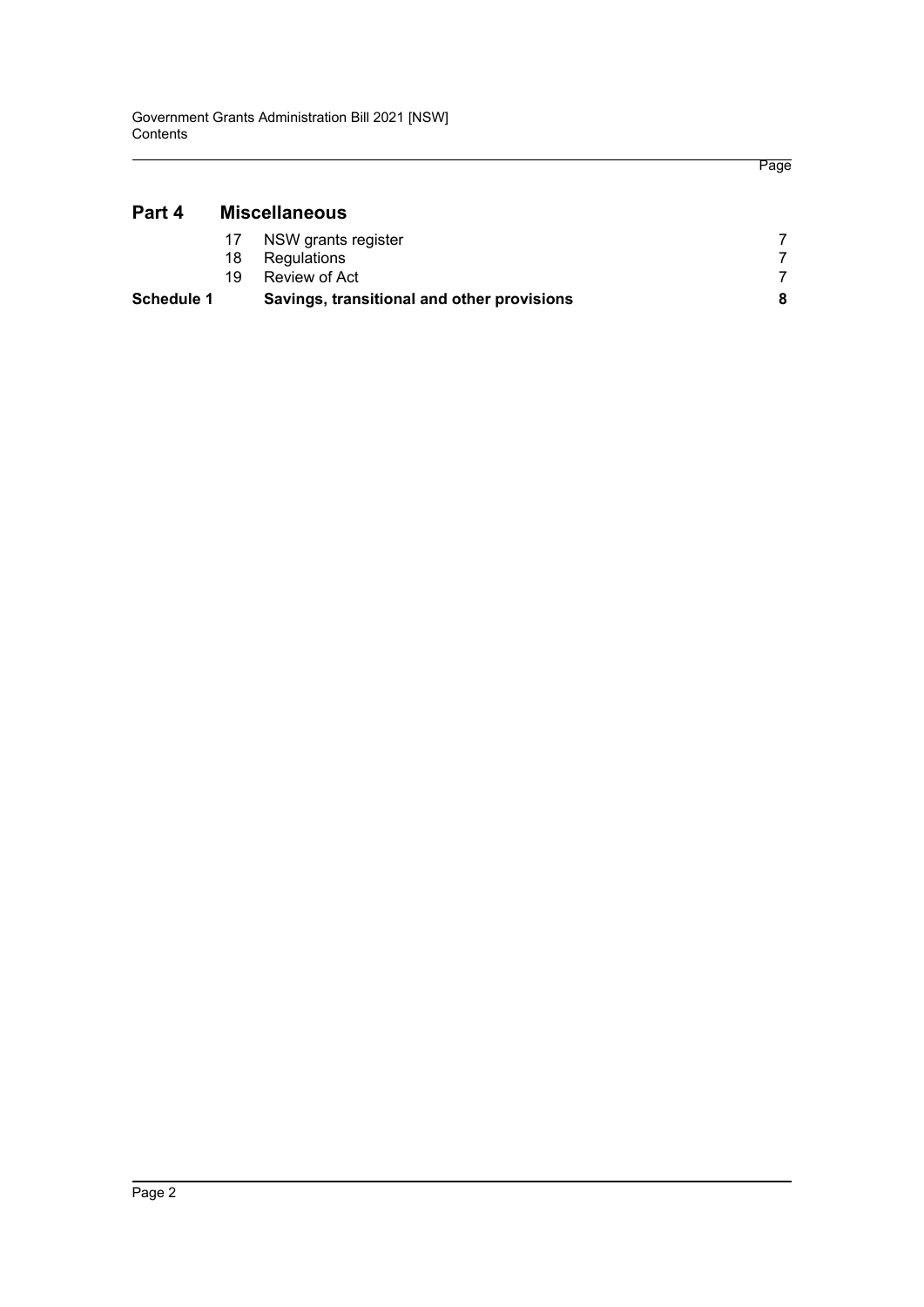| | | | Page |
|---|---|---|---|
| **Part 4** | | **Miscellaneous** | |
| | 17 | NSW grants register | 7 |
| | 18 | Regulations | 7 |
| | 19 | Review of Act | 7 |
| **Schedule 1** | | **Savings, transitional and other provisions** | **8** |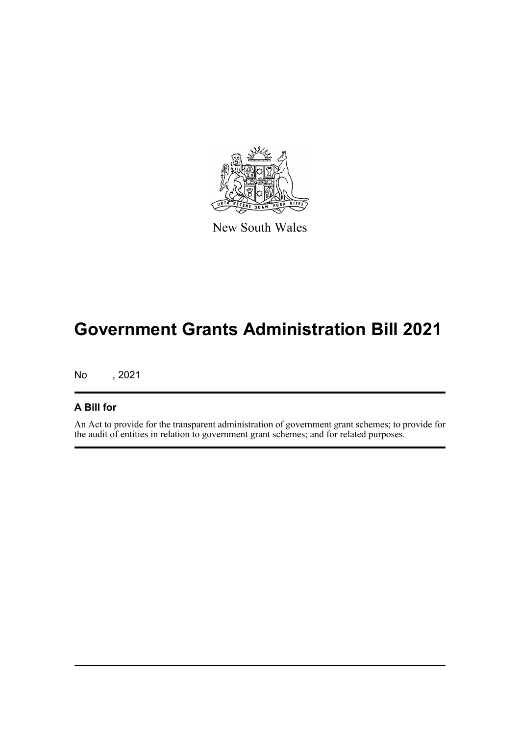New South Wales

# Government Grants Administration Bill 2021

No , 2021

## A Bill for

An Act to provide for the transparent administration of government grant schemes; to provide for the audit of entities in relation to government grant schemes; and for related purposes.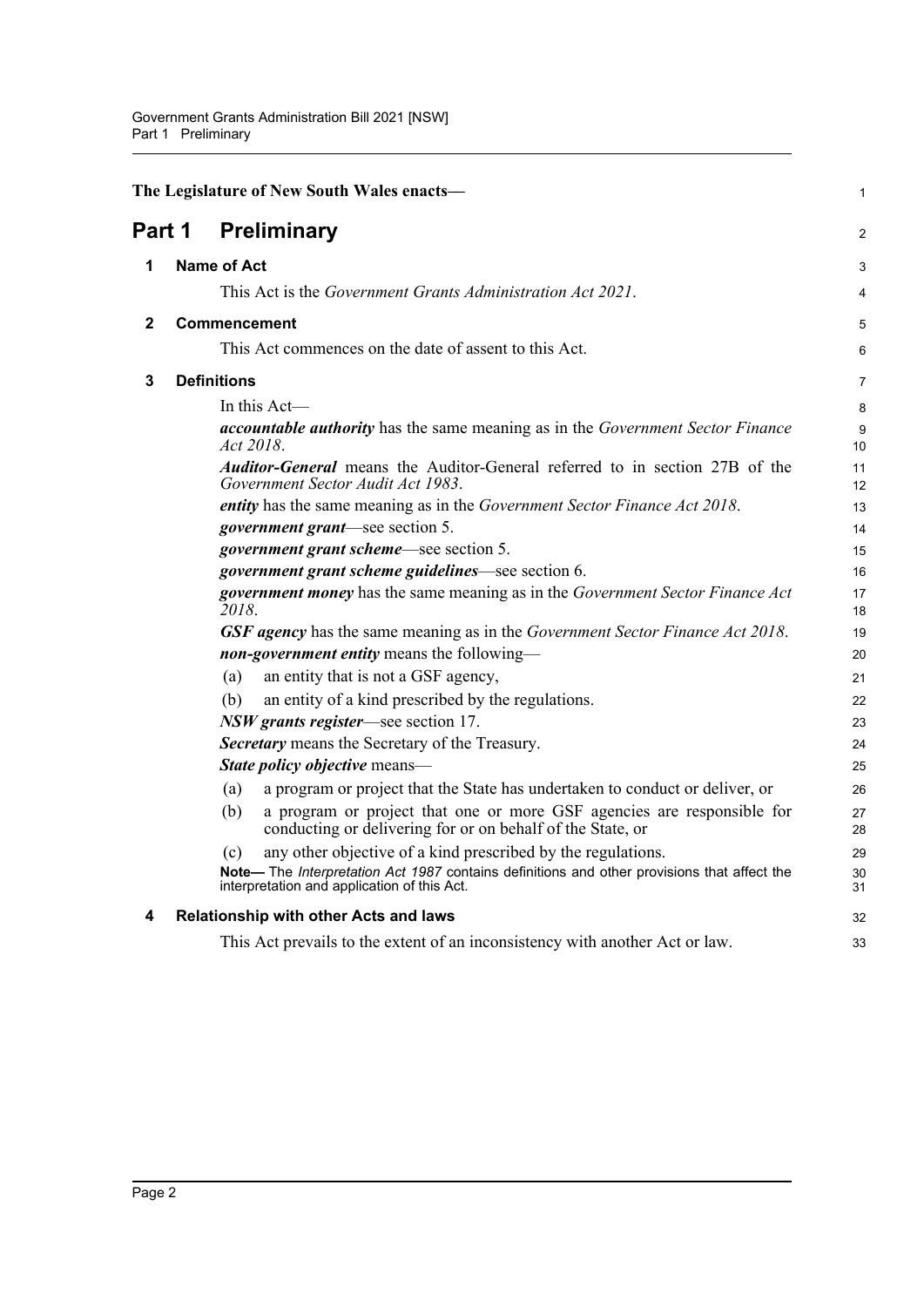The Legislature of New South Wales enacts—

# Part 1 Preliminary

## 1 Name of Act

This Act is the *Government Grants Administration Act 2021*.

## 2 Commencement

This Act commences on the date of assent to this Act.

## 3 Definitions

In this Act—

***accountable authority*** has the same meaning as in the *Government Sector Finance Act 2018*.

***Auditor-General*** means the Auditor-General referred to in section 27B of the *Government Sector Audit Act 1983*.

***entity*** has the same meaning as in the *Government Sector Finance Act 2018*.

***government grant***—see section 5.

***government grant scheme***—see section 5.

***government grant scheme guidelines***—see section 6.

***government money*** has the same meaning as in the *Government Sector Finance Act 2018*.

***GSF agency*** has the same meaning as in the *Government Sector Finance Act 2018*.

***non-government entity*** means the following—

(a) an entity that is not a GSF agency,

(b) an entity of a kind prescribed by the regulations.

***NSW grants register***—see section 17.

***Secretary*** means the Secretary of the Treasury.

***State policy objective*** means—

(a) a program or project that the State has undertaken to conduct or deliver, or

(b) a program or project that one or more GSF agencies are responsible for conducting or delivering for or on behalf of the State, or

(c) any other objective of a kind prescribed by the regulations.

**Note—** The *Interpretation Act 1987* contains definitions and other provisions that affect the interpretation and application of this Act.

## 4 Relationship with other Acts and laws

This Act prevails to the extent of an inconsistency with another Act or law.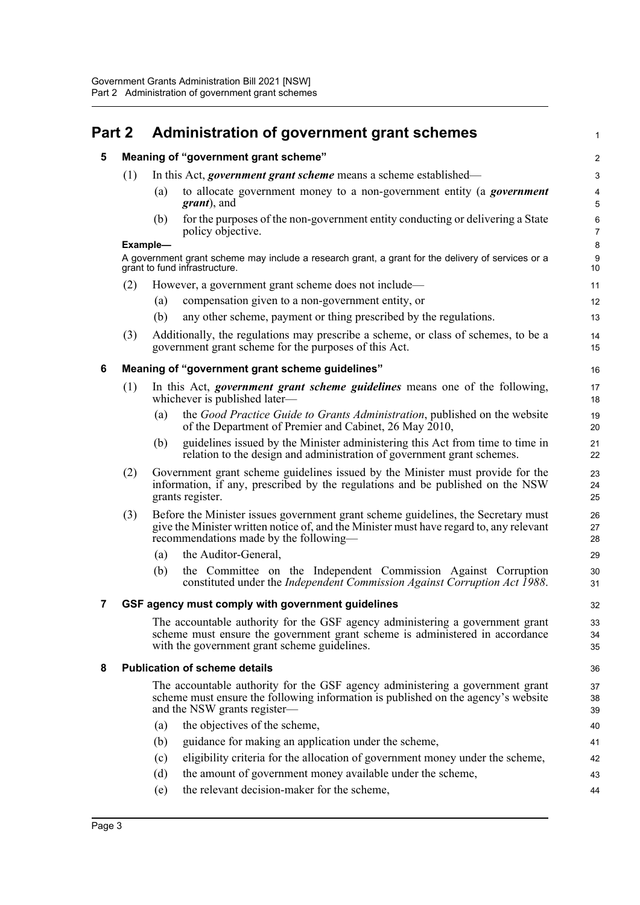# Part 2 Administration of government grant schemes

## 5 Meaning of "government grant scheme"

(1) In this Act, ***government grant scheme*** means a scheme established—

(a) to allocate government money to a non-government entity (a ***government grant***), and

(b) for the purposes of the non-government entity conducting or delivering a State policy objective.

**Example—**

A government grant scheme may include a research grant, a grant for the delivery of services or a grant to fund infrastructure.

(2) However, a government grant scheme does not include—

(a) compensation given to a non-government entity, or

(b) any other scheme, payment or thing prescribed by the regulations.

(3) Additionally, the regulations may prescribe a scheme, or class of schemes, to be a government grant scheme for the purposes of this Act.

## 6 Meaning of "government grant scheme guidelines"

(1) In this Act, ***government grant scheme guidelines*** means one of the following, whichever is published later—

(a) the *Good Practice Guide to Grants Administration*, published on the website of the Department of Premier and Cabinet, 26 May 2010,

(b) guidelines issued by the Minister administering this Act from time to time in relation to the design and administration of government grant schemes.

(2) Government grant scheme guidelines issued by the Minister must provide for the information, if any, prescribed by the regulations and be published on the NSW grants register.

(3) Before the Minister issues government grant scheme guidelines, the Secretary must give the Minister written notice of, and the Minister must have regard to, any relevant recommendations made by the following—

(a) the Auditor-General,

(b) the Committee on the Independent Commission Against Corruption constituted under the *Independent Commission Against Corruption Act 1988*.

## 7 GSF agency must comply with government guidelines

The accountable authority for the GSF agency administering a government grant scheme must ensure the government grant scheme is administered in accordance with the government grant scheme guidelines.

## 8 Publication of scheme details

The accountable authority for the GSF agency administering a government grant scheme must ensure the following information is published on the agency's website and the NSW grants register—

(a) the objectives of the scheme,

(b) guidance for making an application under the scheme,

(c) eligibility criteria for the allocation of government money under the scheme,

(d) the amount of government money available under the scheme,

(e) the relevant decision-maker for the scheme,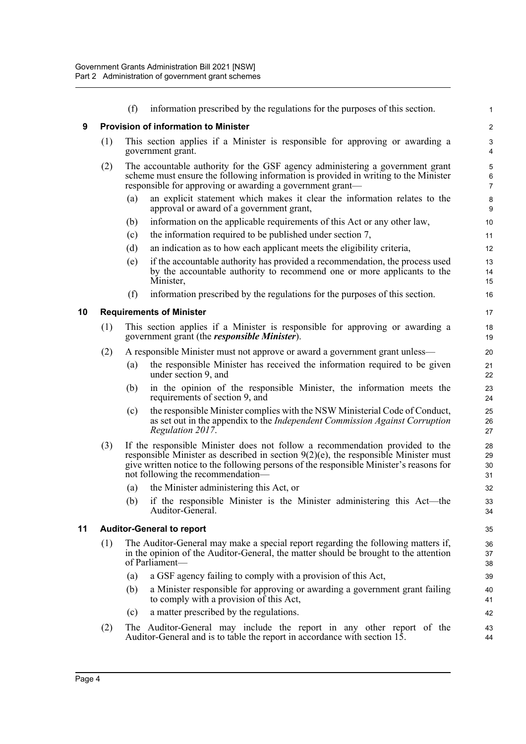(f) information prescribed by the regulations for the purposes of this section.

## 9 Provision of information to Minister

(1) This section applies if a Minister is responsible for approving or awarding a government grant.

(2) The accountable authority for the GSF agency administering a government grant scheme must ensure the following information is provided in writing to the Minister responsible for approving or awarding a government grant—

(a) an explicit statement which makes it clear the information relates to the approval or award of a government grant,

(b) information on the applicable requirements of this Act or any other law,

(c) the information required to be published under section 7,

(d) an indication as to how each applicant meets the eligibility criteria,

(e) if the accountable authority has provided a recommendation, the process used by the accountable authority to recommend one or more applicants to the Minister,

(f) information prescribed by the regulations for the purposes of this section.

## 10 Requirements of Minister

(1) This section applies if a Minister is responsible for approving or awarding a government grant (the ***responsible Minister***).

(2) A responsible Minister must not approve or award a government grant unless—

(a) the responsible Minister has received the information required to be given under section 9, and

(b) in the opinion of the responsible Minister, the information meets the requirements of section 9, and

(c) the responsible Minister complies with the NSW Ministerial Code of Conduct, as set out in the appendix to the *Independent Commission Against Corruption Regulation 2017*.

(3) If the responsible Minister does not follow a recommendation provided to the responsible Minister as described in section 9(2)(e), the responsible Minister must give written notice to the following persons of the responsible Minister's reasons for not following the recommendation—

(a) the Minister administering this Act, or

(b) if the responsible Minister is the Minister administering this Act—the Auditor-General.

## 11 Auditor-General to report

(1) The Auditor-General may make a special report regarding the following matters if, in the opinion of the Auditor-General, the matter should be brought to the attention of Parliament—

(a) a GSF agency failing to comply with a provision of this Act,

(b) a Minister responsible for approving or awarding a government grant failing to comply with a provision of this Act,

(c) a matter prescribed by the regulations.

(2) The Auditor-General may include the report in any other report of the Auditor-General and is to table the report in accordance with section 15.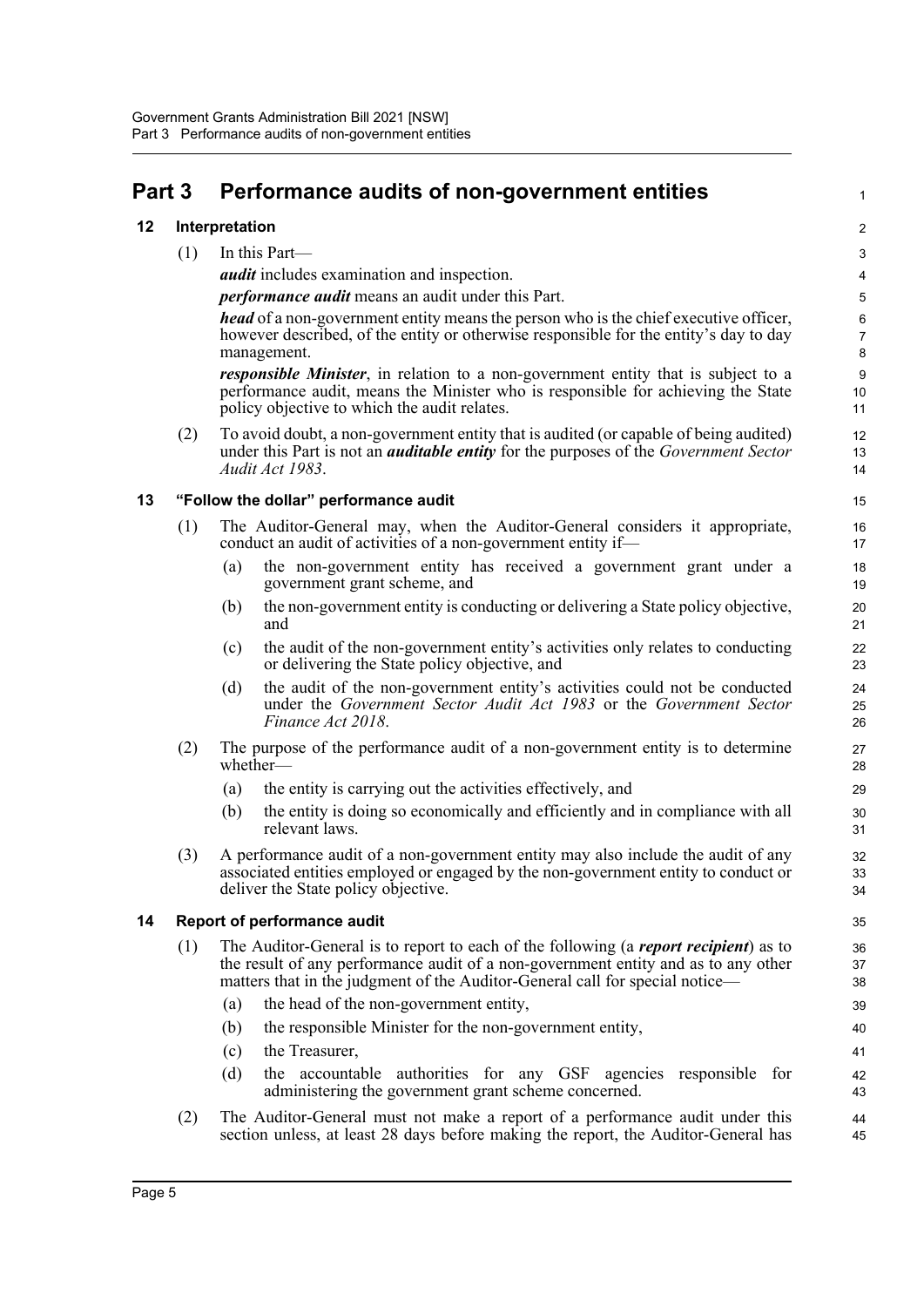# Part 3 Performance audits of non-government entities

## 12 Interpretation

(1) In this Part—

***audit*** includes examination and inspection.

***performance audit*** means an audit under this Part.

***head*** of a non-government entity means the person who is the chief executive officer, however described, of the entity or otherwise responsible for the entity's day to day management.

***responsible Minister***, in relation to a non-government entity that is subject to a performance audit, means the Minister who is responsible for achieving the State policy objective to which the audit relates.

(2) To avoid doubt, a non-government entity that is audited (or capable of being audited) under this Part is not an ***auditable entity*** for the purposes of the *Government Sector Audit Act 1983*.

## 13 "Follow the dollar" performance audit

(1) The Auditor-General may, when the Auditor-General considers it appropriate, conduct an audit of activities of a non-government entity if—

- (a) the non-government entity has received a government grant under a government grant scheme, and
- (b) the non-government entity is conducting or delivering a State policy objective, and
- (c) the audit of the non-government entity's activities only relates to conducting or delivering the State policy objective, and
- (d) the audit of the non-government entity's activities could not be conducted under the *Government Sector Audit Act 1983* or the *Government Sector Finance Act 2018*.

(2) The purpose of the performance audit of a non-government entity is to determine whether—

- (a) the entity is carrying out the activities effectively, and
- (b) the entity is doing so economically and efficiently and in compliance with all relevant laws.

(3) A performance audit of a non-government entity may also include the audit of any associated entities employed or engaged by the non-government entity to conduct or deliver the State policy objective.

## 14 Report of performance audit

(1) The Auditor-General is to report to each of the following (a ***report recipient***) as to the result of any performance audit of a non-government entity and as to any other matters that in the judgment of the Auditor-General call for special notice—

- (a) the head of the non-government entity,
- (b) the responsible Minister for the non-government entity,
- (c) the Treasurer,
- (d) the accountable authorities for any GSF agencies responsible for administering the government grant scheme concerned.

(2) The Auditor-General must not make a report of a performance audit under this section unless, at least 28 days before making the report, the Auditor-General has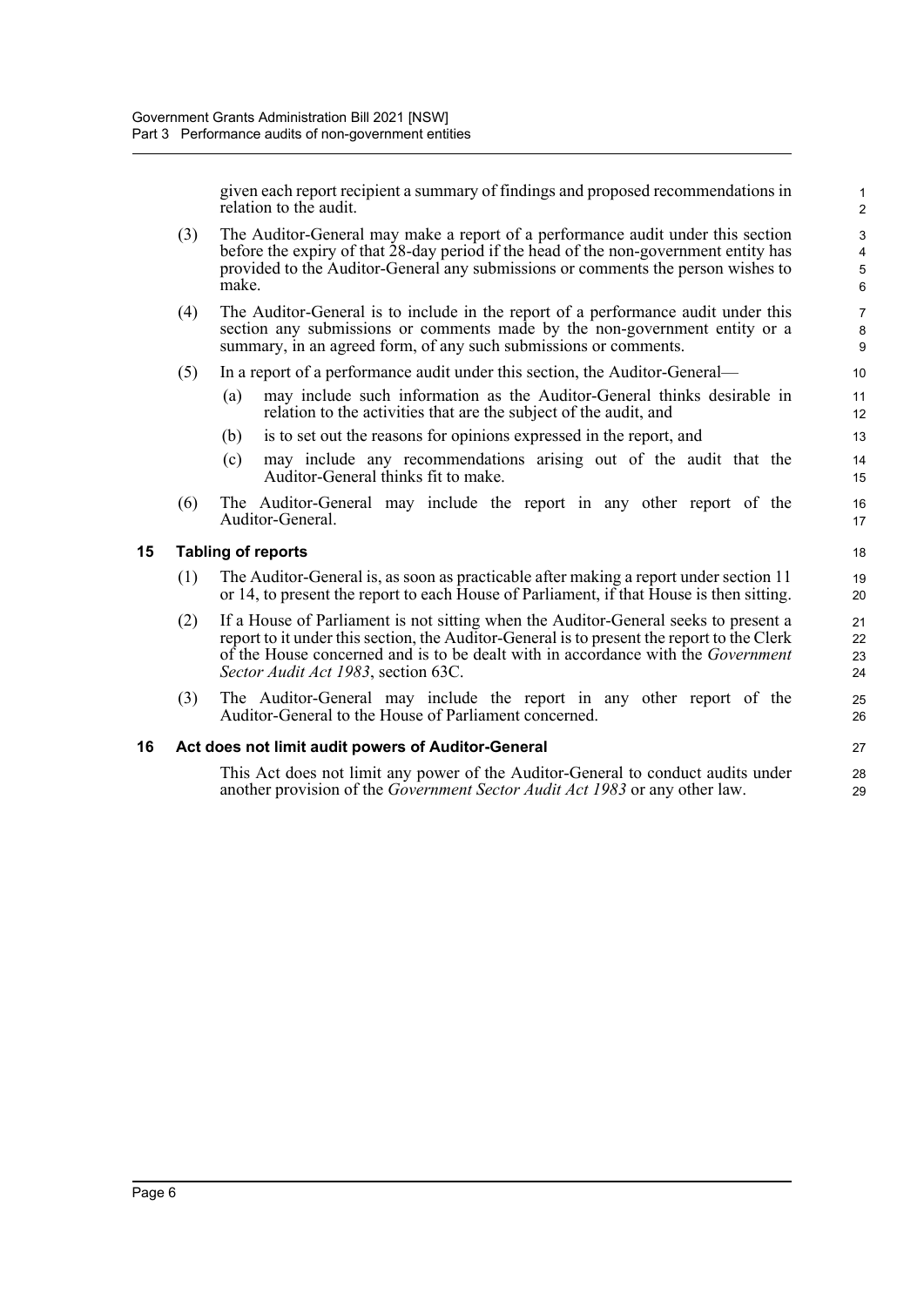given each report recipient a summary of findings and proposed recommendations in relation to the audit.

(3) The Auditor-General may make a report of a performance audit under this section before the expiry of that 28-day period if the head of the non-government entity has provided to the Auditor-General any submissions or comments the person wishes to make.

(4) The Auditor-General is to include in the report of a performance audit under this section any submissions or comments made by the non-government entity or a summary, in an agreed form, of any such submissions or comments.

(5) In a report of a performance audit under this section, the Auditor-General—

(a) may include such information as the Auditor-General thinks desirable in relation to the activities that are the subject of the audit, and

(b) is to set out the reasons for opinions expressed in the report, and

(c) may include any recommendations arising out of the audit that the Auditor-General thinks fit to make.

(6) The Auditor-General may include the report in any other report of the Auditor-General.

### 15 Tabling of reports

(1) The Auditor-General is, as soon as practicable after making a report under section 11 or 14, to present the report to each House of Parliament, if that House is then sitting.

(2) If a House of Parliament is not sitting when the Auditor-General seeks to present a report to it under this section, the Auditor-General is to present the report to the Clerk of the House concerned and is to be dealt with in accordance with the *Government Sector Audit Act 1983*, section 63C.

(3) The Auditor-General may include the report in any other report of the Auditor-General to the House of Parliament concerned.

### 16 Act does not limit audit powers of Auditor-General

This Act does not limit any power of the Auditor-General to conduct audits under another provision of the *Government Sector Audit Act 1983* or any other law.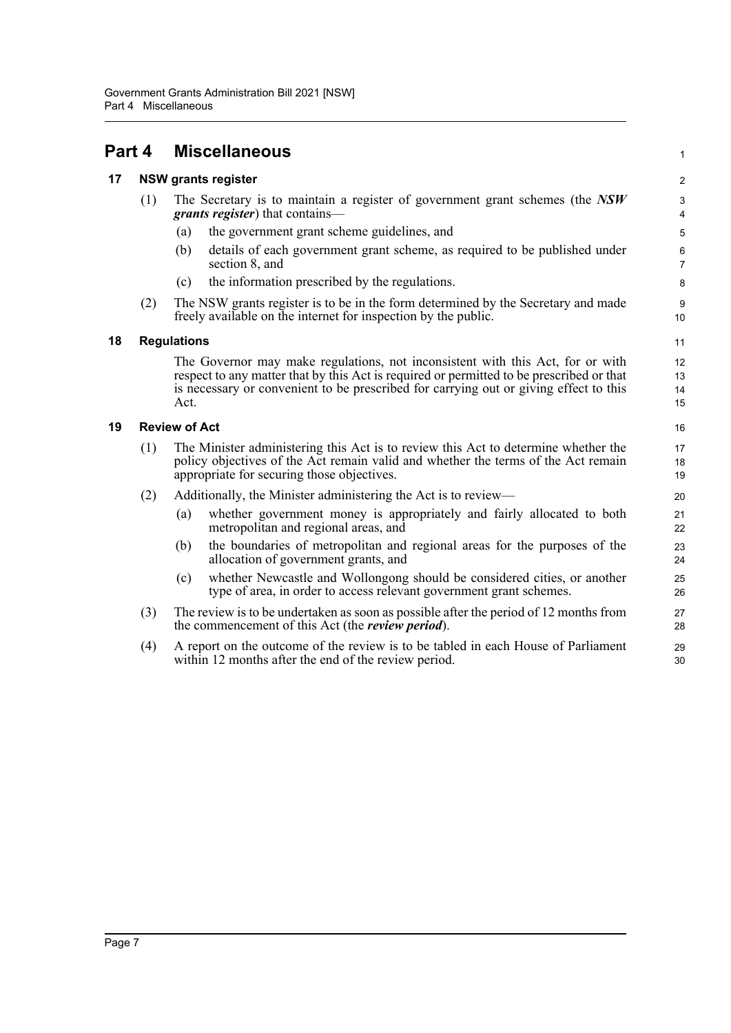# Part 4 Miscellaneous

## 17 NSW grants register

(1) The Secretary is to maintain a register of government grant schemes (the ***NSW grants register***) that contains—

(a) the government grant scheme guidelines, and

(b) details of each government grant scheme, as required to be published under section 8, and

(c) the information prescribed by the regulations.

(2) The NSW grants register is to be in the form determined by the Secretary and made freely available on the internet for inspection by the public.

## 18 Regulations

The Governor may make regulations, not inconsistent with this Act, for or with respect to any matter that by this Act is required or permitted to be prescribed or that is necessary or convenient to be prescribed for carrying out or giving effect to this Act.

## 19 Review of Act

(1) The Minister administering this Act is to review this Act to determine whether the policy objectives of the Act remain valid and whether the terms of the Act remain appropriate for securing those objectives.

(2) Additionally, the Minister administering the Act is to review—

(a) whether government money is appropriately and fairly allocated to both metropolitan and regional areas, and

(b) the boundaries of metropolitan and regional areas for the purposes of the allocation of government grants, and

(c) whether Newcastle and Wollongong should be considered cities, or another type of area, in order to access relevant government grant schemes.

(3) The review is to be undertaken as soon as possible after the period of 12 months from the commencement of this Act (the ***review period***).

(4) A report on the outcome of the review is to be tabled in each House of Parliament within 12 months after the end of the review period.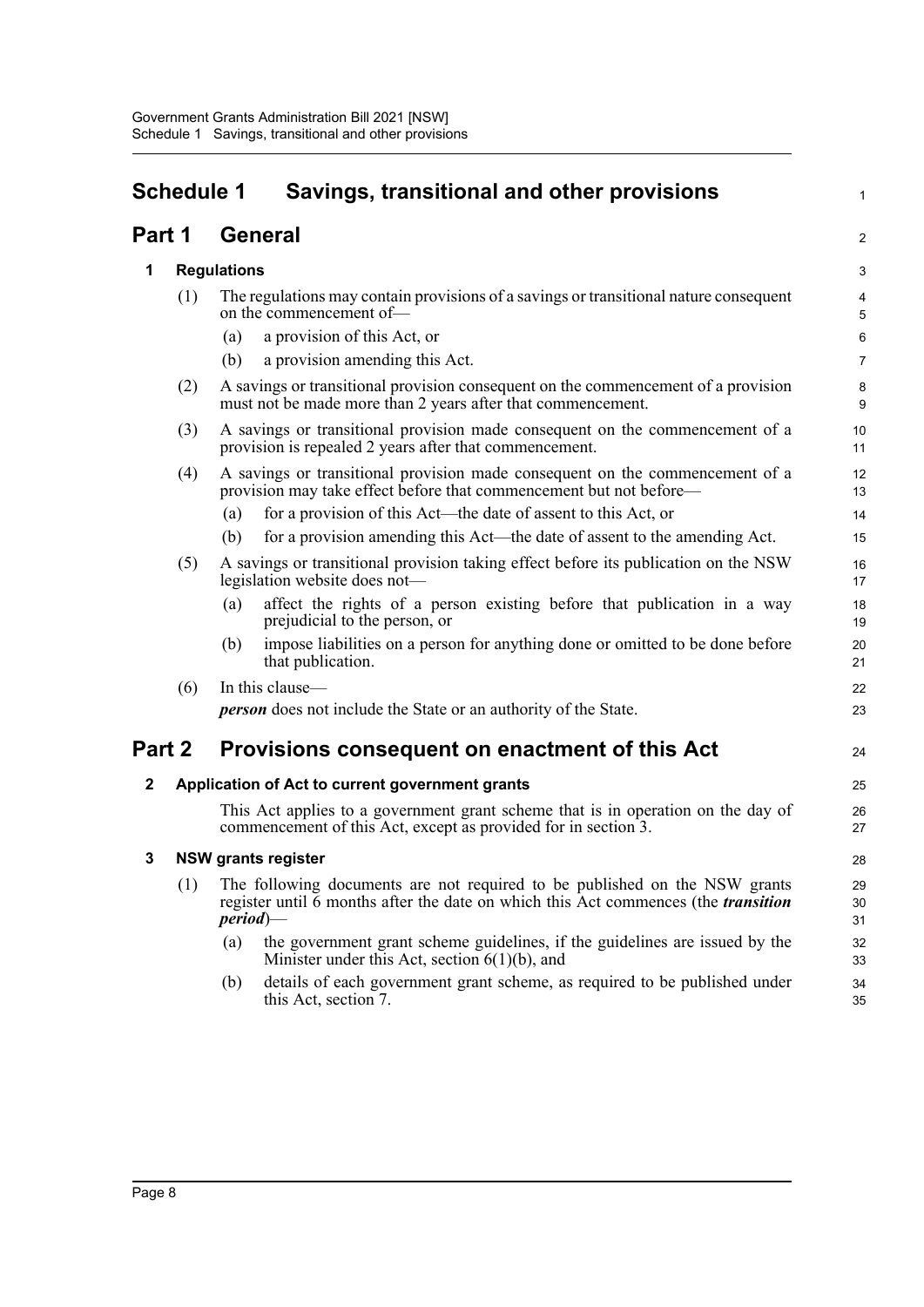# Schedule 1 Savings, transitional and other provisions

## Part 1 General

### 1 Regulations

(1) The regulations may contain provisions of a savings or transitional nature consequent on the commencement of—

(a) a provision of this Act, or

(b) a provision amending this Act.

(2) A savings or transitional provision consequent on the commencement of a provision must not be made more than 2 years after that commencement.

(3) A savings or transitional provision made consequent on the commencement of a provision is repealed 2 years after that commencement.

(4) A savings or transitional provision made consequent on the commencement of a provision may take effect before that commencement but not before—

(a) for a provision of this Act—the date of assent to this Act, or

(b) for a provision amending this Act—the date of assent to the amending Act.

(5) A savings or transitional provision taking effect before its publication on the NSW legislation website does not—

(a) affect the rights of a person existing before that publication in a way prejudicial to the person, or

(b) impose liabilities on a person for anything done or omitted to be done before that publication.

(6) In this clause—

***person*** does not include the State or an authority of the State.

## Part 2 Provisions consequent on enactment of this Act

### 2 Application of Act to current government grants

This Act applies to a government grant scheme that is in operation on the day of commencement of this Act, except as provided for in section 3.

### 3 NSW grants register

(1) The following documents are not required to be published on the NSW grants register until 6 months after the date on which this Act commences (the ***transition period***)—

(a) the government grant scheme guidelines, if the guidelines are issued by the Minister under this Act, section 6(1)(b), and

(b) details of each government grant scheme, as required to be published under this Act, section 7.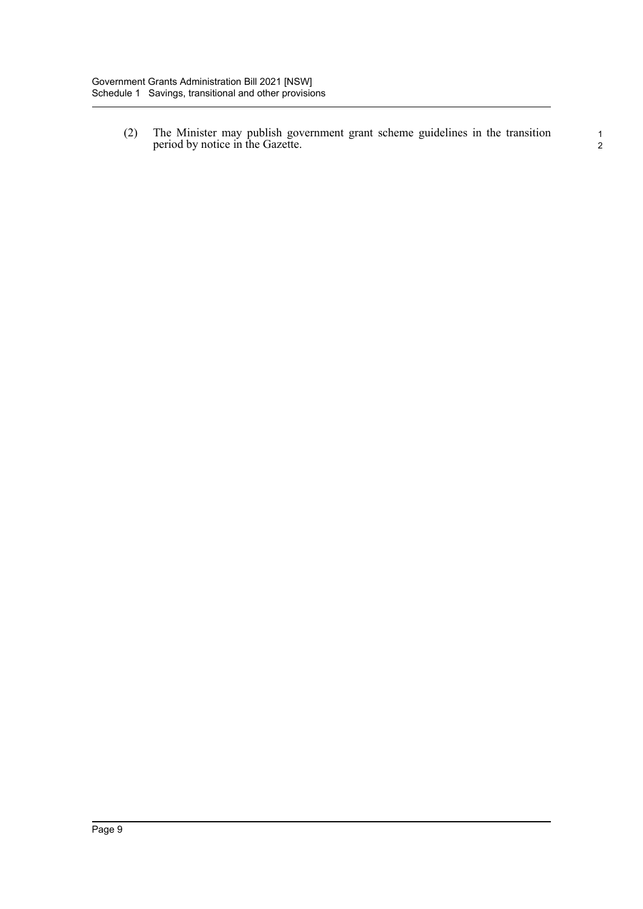(2) The Minister may publish government grant scheme guidelines in the transition period by notice in the Gazette.